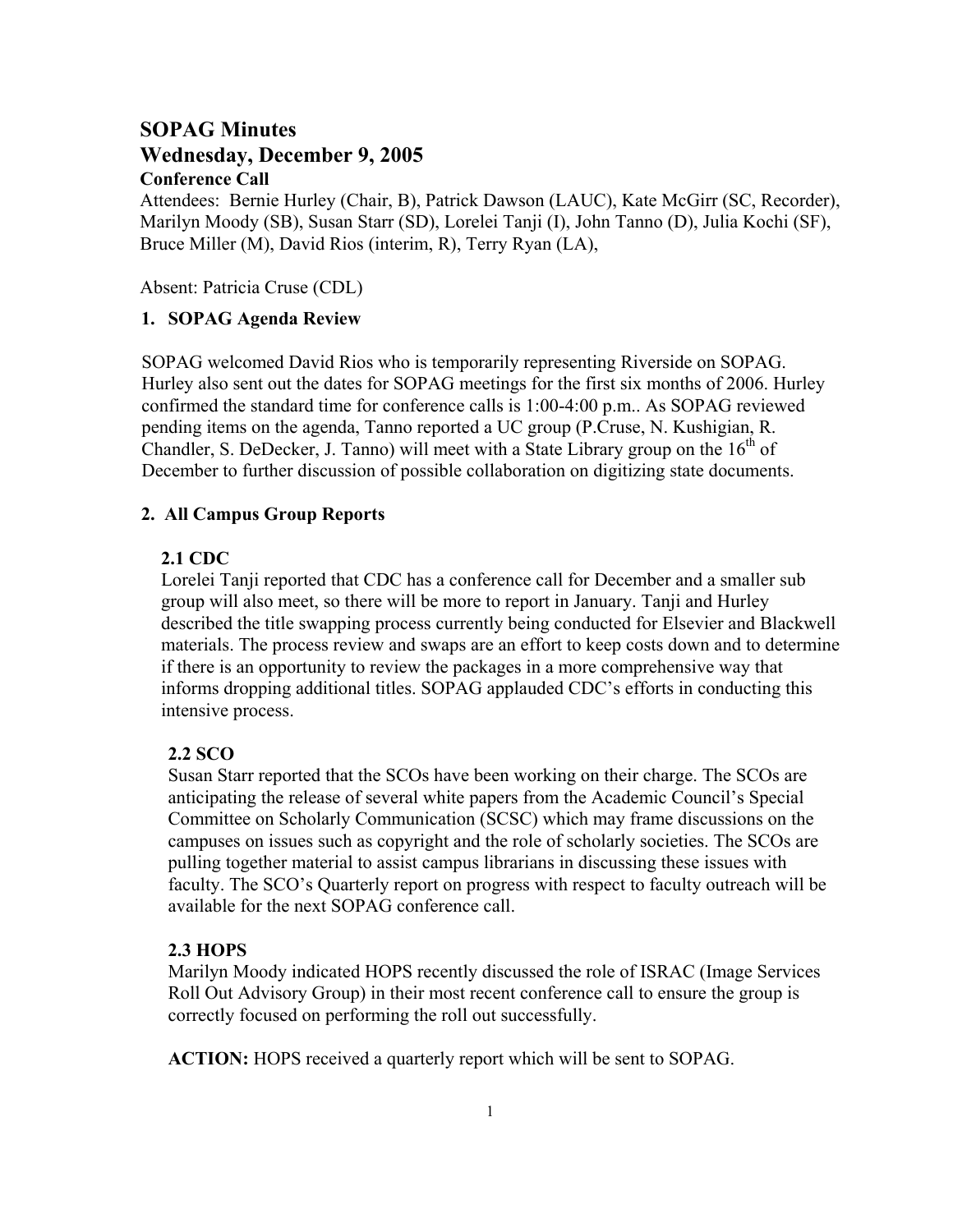# SOPAG Minutes
# Wednesday, December 9, 2005
### Conference Call

Attendees: Bernie Hurley (Chair, B), Patrick Dawson (LAUC), Kate McGirr (SC, Recorder), Marilyn Moody (SB), Susan Starr (SD), Lorelei Tanji (I), John Tanno (D), Julia Kochi (SF), Bruce Miller (M), David Rios (interim, R), Terry Ryan (LA),

Absent: Patricia Cruse (CDL)

## 1. SOPAG Agenda Review

SOPAG welcomed David Rios who is temporarily representing Riverside on SOPAG. Hurley also sent out the dates for SOPAG meetings for the first six months of 2006. Hurley confirmed the standard time for conference calls is 1:00-4:00 p.m.. As SOPAG reviewed pending items on the agenda, Tanno reported a UC group (P.Cruse, N. Kushigian, R. Chandler, S. DeDecker, J. Tanno) will meet with a State Library group on the 16th of December to further discussion of possible collaboration on digitizing state documents.

## 2. All Campus Group Reports

### 2.1 CDC

Lorelei Tanji reported that CDC has a conference call for December and a smaller sub group will also meet, so there will be more to report in January. Tanji and Hurley described the title swapping process currently being conducted for Elsevier and Blackwell materials. The process review and swaps are an effort to keep costs down and to determine if there is an opportunity to review the packages in a more comprehensive way that informs dropping additional titles. SOPAG applauded CDC's efforts in conducting this intensive process.

### 2.2 SCO

Susan Starr reported that the SCOs have been working on their charge. The SCOs are anticipating the release of several white papers from the Academic Council's Special Committee on Scholarly Communication (SCSC) which may frame discussions on the campuses on issues such as copyright and the role of scholarly societies. The SCOs are pulling together material to assist campus librarians in discussing these issues with faculty. The SCO's Quarterly report on progress with respect to faculty outreach will be available for the next SOPAG conference call.

### 2.3 HOPS

Marilyn Moody indicated HOPS recently discussed the role of ISRAC (Image Services Roll Out Advisory Group) in their most recent conference call to ensure the group is correctly focused on performing the roll out successfully.

**ACTION:** HOPS received a quarterly report which will be sent to SOPAG.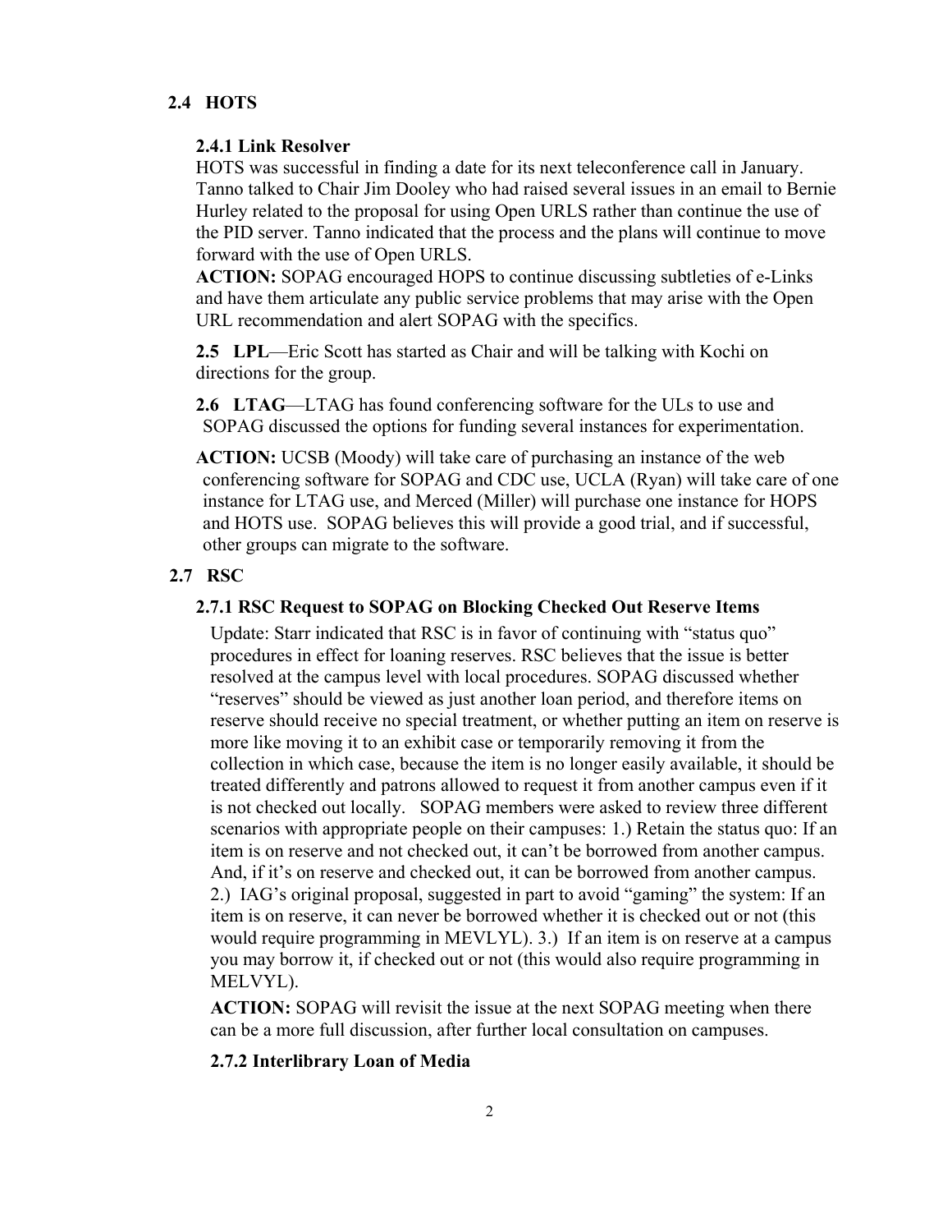## 2.4 HOTS

### 2.4.1 Link Resolver

HOTS was successful in finding a date for its next teleconference call in January. Tanno talked to Chair Jim Dooley who had raised several issues in an email to Bernie Hurley related to the proposal for using Open URLS rather than continue the use of the PID server. Tanno indicated that the process and the plans will continue to move forward with the use of Open URLS.

**ACTION:** SOPAG encouraged HOPS to continue discussing subtleties of e-Links and have them articulate any public service problems that may arise with the Open URL recommendation and alert SOPAG with the specifics.

**2.5 LPL**—Eric Scott has started as Chair and will be talking with Kochi on directions for the group.

**2.6 LTAG**—LTAG has found conferencing software for the ULs to use and SOPAG discussed the options for funding several instances for experimentation.

**ACTION:** UCSB (Moody) will take care of purchasing an instance of the web conferencing software for SOPAG and CDC use, UCLA (Ryan) will take care of one instance for LTAG use, and Merced (Miller) will purchase one instance for HOPS and HOTS use. SOPAG believes this will provide a good trial, and if successful, other groups can migrate to the software.

## 2.7 RSC

### 2.7.1 RSC Request to SOPAG on Blocking Checked Out Reserve Items

Update: Starr indicated that RSC is in favor of continuing with "status quo" procedures in effect for loaning reserves. RSC believes that the issue is better resolved at the campus level with local procedures. SOPAG discussed whether "reserves" should be viewed as just another loan period, and therefore items on reserve should receive no special treatment, or whether putting an item on reserve is more like moving it to an exhibit case or temporarily removing it from the collection in which case, because the item is no longer easily available, it should be treated differently and patrons allowed to request it from another campus even if it is not checked out locally. SOPAG members were asked to review three different scenarios with appropriate people on their campuses: 1.) Retain the status quo: If an item is on reserve and not checked out, it can't be borrowed from another campus. And, if it's on reserve and checked out, it can be borrowed from another campus. 2.) IAG's original proposal, suggested in part to avoid "gaming" the system: If an item is on reserve, it can never be borrowed whether it is checked out or not (this would require programming in MEVLYL). 3.) If an item is on reserve at a campus you may borrow it, if checked out or not (this would also require programming in MELVYL).

**ACTION:** SOPAG will revisit the issue at the next SOPAG meeting when there can be a more full discussion, after further local consultation on campuses.

### 2.7.2 Interlibrary Loan of Media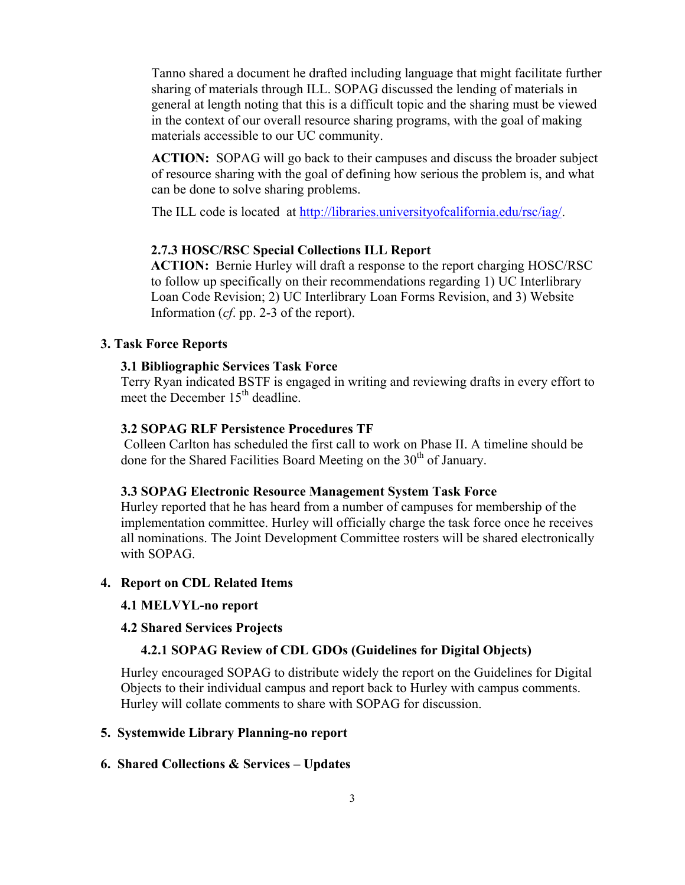Tanno shared a document he drafted including language that might facilitate further sharing of materials through ILL. SOPAG discussed the lending of materials in general at length noting that this is a difficult topic and the sharing must be viewed in the context of our overall resource sharing programs, with the goal of making materials accessible to our UC community.

**ACTION:** SOPAG will go back to their campuses and discuss the broader subject of resource sharing with the goal of defining how serious the problem is, and what can be done to solve sharing problems.

The ILL code is located at http://libraries.universityofcalifornia.edu/rsc/iag/.

**2.7.3 HOSC/RSC Special Collections ILL Report**

**ACTION:** Bernie Hurley will draft a response to the report charging HOSC/RSC to follow up specifically on their recommendations regarding 1) UC Interlibrary Loan Code Revision; 2) UC Interlibrary Loan Forms Revision, and 3) Website Information (*cf*. pp. 2-3 of the report).

## 3. Task Force Reports

### 3.1 Bibliographic Services Task Force

Terry Ryan indicated BSTF is engaged in writing and reviewing drafts in every effort to meet the December 15th deadline.

### 3.2 SOPAG RLF Persistence Procedures TF

Colleen Carlton has scheduled the first call to work on Phase II. A timeline should be done for the Shared Facilities Board Meeting on the 30th of January.

### 3.3 SOPAG Electronic Resource Management System Task Force

Hurley reported that he has heard from a number of campuses for membership of the implementation committee. Hurley will officially charge the task force once he receives all nominations. The Joint Development Committee rosters will be shared electronically with SOPAG.

## 4. Report on CDL Related Items

### 4.1 MELVYL-no report

### 4.2 Shared Services Projects

#### 4.2.1 SOPAG Review of CDL GDOs (Guidelines for Digital Objects)

Hurley encouraged SOPAG to distribute widely the report on the Guidelines for Digital Objects to their individual campus and report back to Hurley with campus comments. Hurley will collate comments to share with SOPAG for discussion.

## 5. Systemwide Library Planning-no report

## 6. Shared Collections & Services – Updates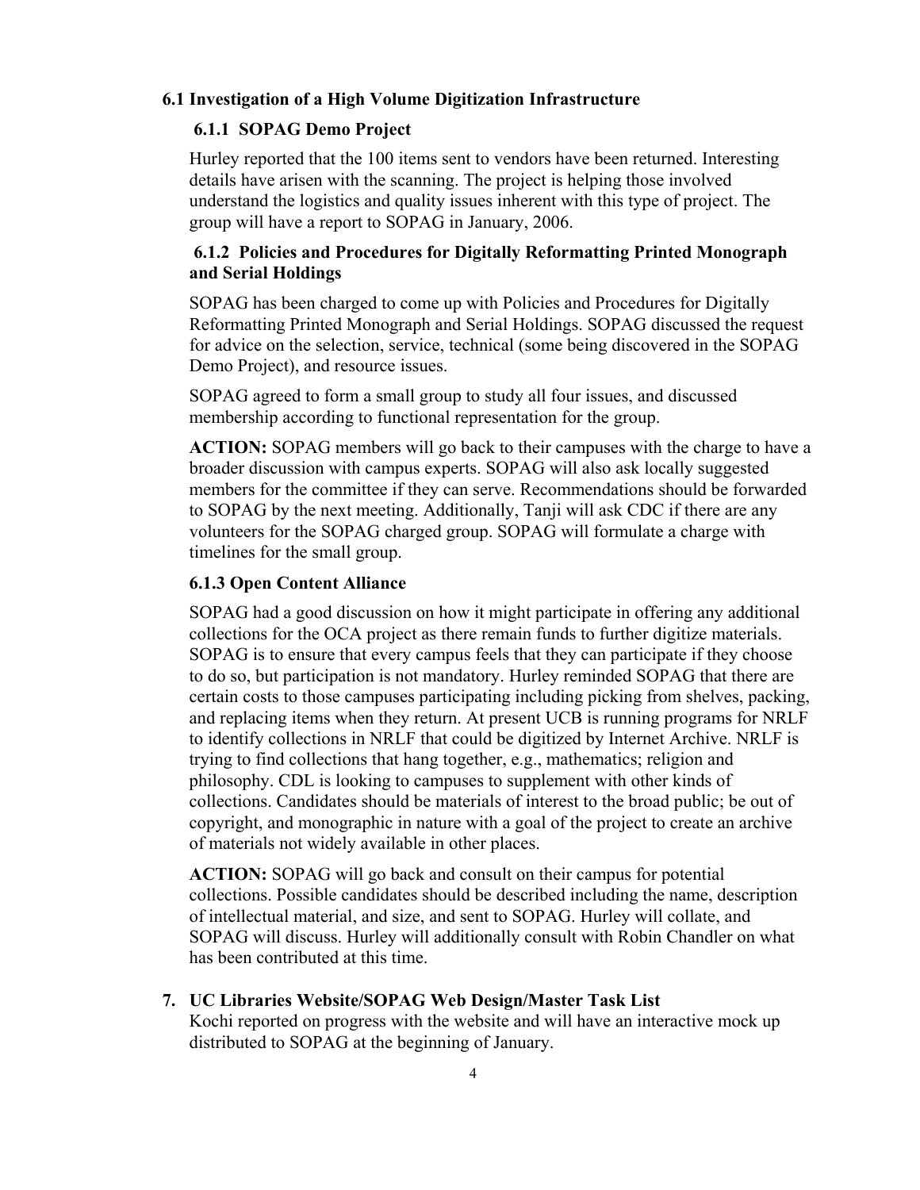### 6.1 Investigation of a High Volume Digitization Infrastructure

#### 6.1.1 SOPAG Demo Project

Hurley reported that the 100 items sent to vendors have been returned. Interesting details have arisen with the scanning. The project is helping those involved understand the logistics and quality issues inherent with this type of project. The group will have a report to SOPAG in January, 2006.

#### 6.1.2 Policies and Procedures for Digitally Reformatting Printed Monograph and Serial Holdings

SOPAG has been charged to come up with Policies and Procedures for Digitally Reformatting Printed Monograph and Serial Holdings. SOPAG discussed the request for advice on the selection, service, technical (some being discovered in the SOPAG Demo Project), and resource issues.

SOPAG agreed to form a small group to study all four issues, and discussed membership according to functional representation for the group.

**ACTION:** SOPAG members will go back to their campuses with the charge to have a broader discussion with campus experts. SOPAG will also ask locally suggested members for the committee if they can serve. Recommendations should be forwarded to SOPAG by the next meeting. Additionally, Tanji will ask CDC if there are any volunteers for the SOPAG charged group. SOPAG will formulate a charge with timelines for the small group.

#### 6.1.3 Open Content Alliance

SOPAG had a good discussion on how it might participate in offering any additional collections for the OCA project as there remain funds to further digitize materials. SOPAG is to ensure that every campus feels that they can participate if they choose to do so, but participation is not mandatory. Hurley reminded SOPAG that there are certain costs to those campuses participating including picking from shelves, packing, and replacing items when they return. At present UCB is running programs for NRLF to identify collections in NRLF that could be digitized by Internet Archive. NRLF is trying to find collections that hang together, e.g., mathematics; religion and philosophy. CDL is looking to campuses to supplement with other kinds of collections. Candidates should be materials of interest to the broad public; be out of copyright, and monographic in nature with a goal of the project to create an archive of materials not widely available in other places.

**ACTION:** SOPAG will go back and consult on their campus for potential collections. Possible candidates should be described including the name, description of intellectual material, and size, and sent to SOPAG. Hurley will collate, and SOPAG will discuss. Hurley will additionally consult with Robin Chandler on what has been contributed at this time.

## 7. UC Libraries Website/SOPAG Web Design/Master Task List

Kochi reported on progress with the website and will have an interactive mock up distributed to SOPAG at the beginning of January.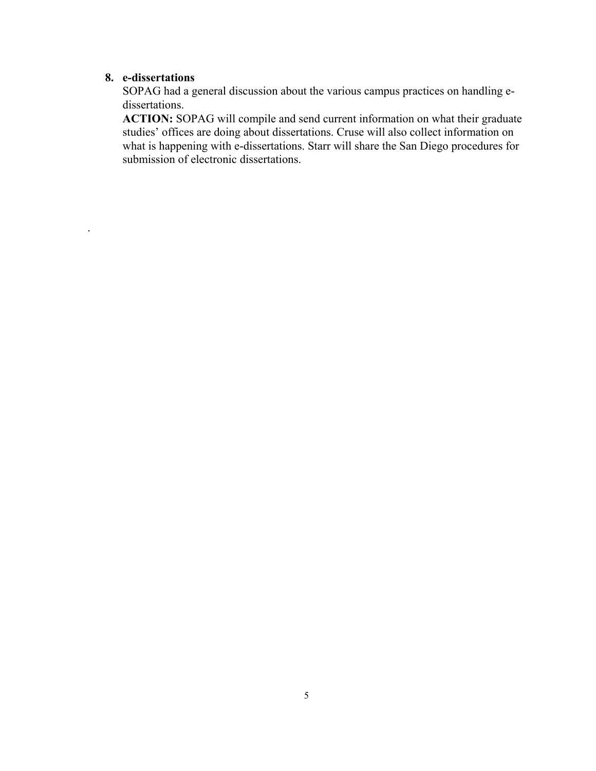8. **e-dissertations**

   SOPAG had a general discussion about the various campus practices on handling e-dissertations.

   **ACTION:** SOPAG will compile and send current information on what their graduate studies' offices are doing about dissertations. Cruse will also collect information on what is happening with e-dissertations. Starr will share the San Diego procedures for submission of electronic dissertations.

.